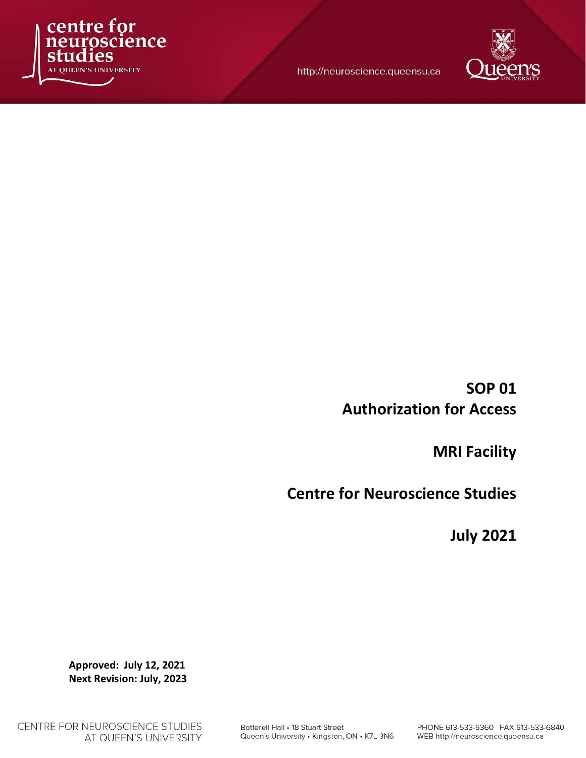# SOP 01
# Authorization for Access

## MRI Facility

## Centre for Neuroscience Studies

## July 2021

**Approved: July 12, 2021**
**Next Revision: July, 2023**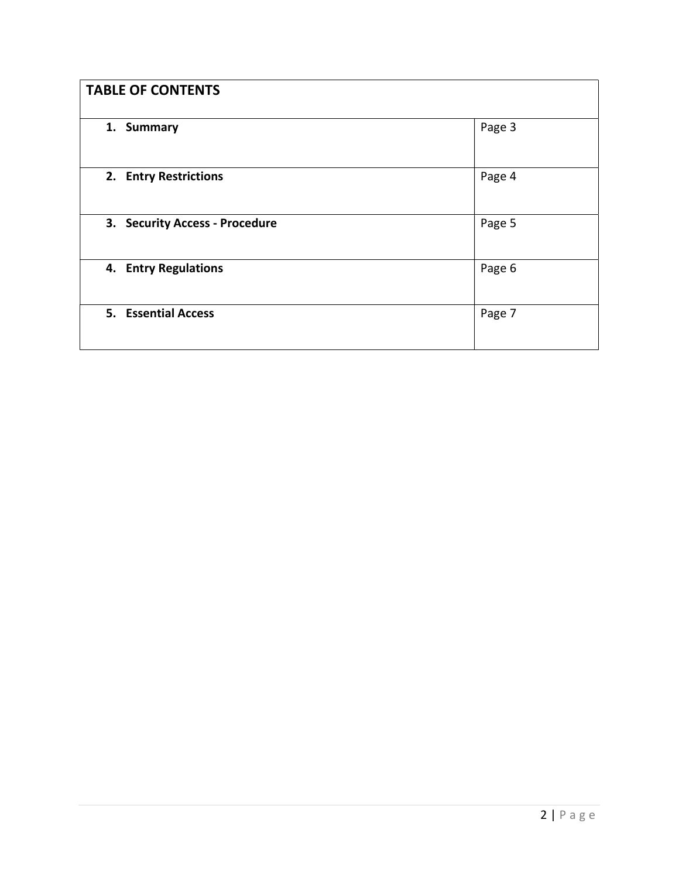| TABLE OF CONTENTS | |
|---|---|
| **1. Summary** | Page 3 |
| **2. Entry Restrictions** | Page 4 |
| **3. Security Access - Procedure** | Page 5 |
| **4. Entry Regulations** | Page 6 |
| **5. Essential Access** | Page 7 |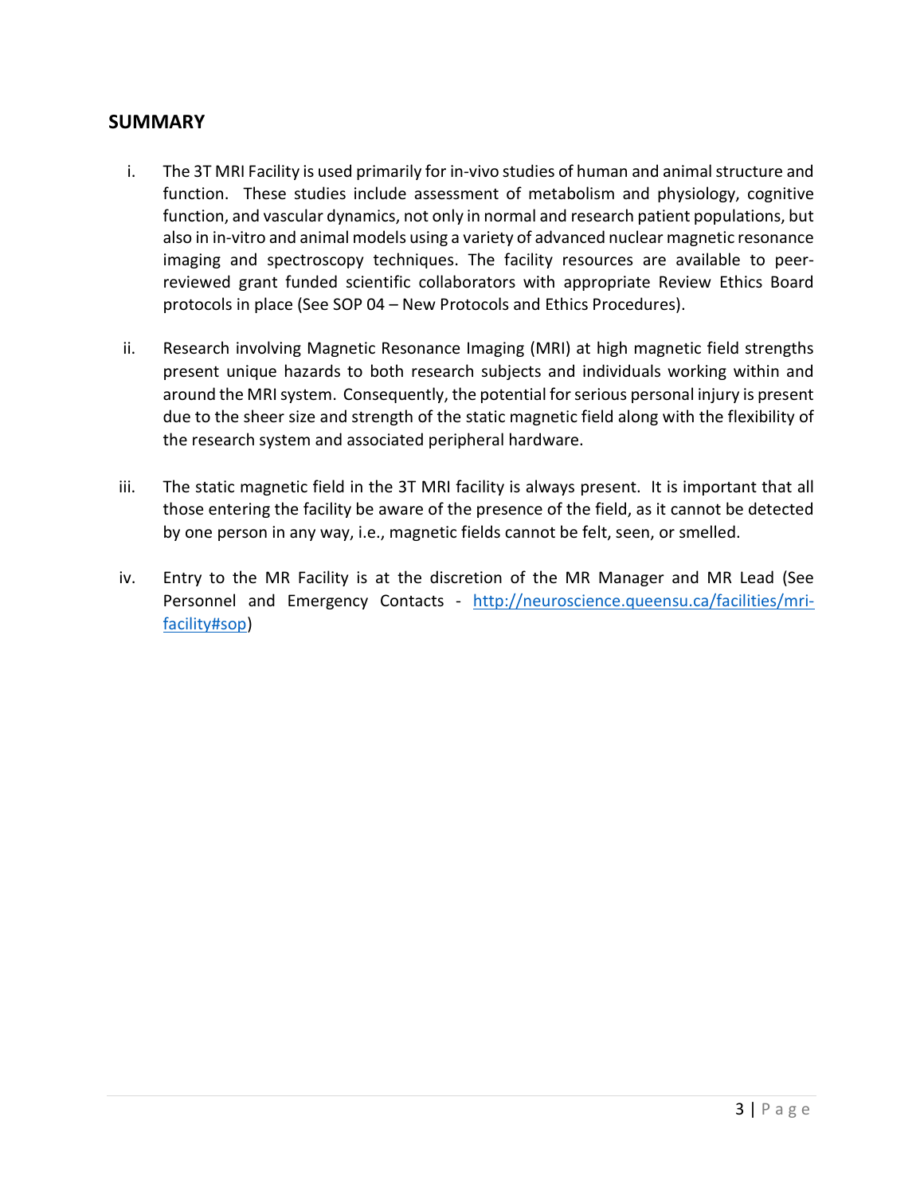## SUMMARY

i. The 3T MRI Facility is used primarily for in-vivo studies of human and animal structure and function. These studies include assessment of metabolism and physiology, cognitive function, and vascular dynamics, not only in normal and research patient populations, but also in in-vitro and animal models using a variety of advanced nuclear magnetic resonance imaging and spectroscopy techniques. The facility resources are available to peer-reviewed grant funded scientific collaborators with appropriate Review Ethics Board protocols in place (See SOP 04 – New Protocols and Ethics Procedures).

ii. Research involving Magnetic Resonance Imaging (MRI) at high magnetic field strengths present unique hazards to both research subjects and individuals working within and around the MRI system. Consequently, the potential for serious personal injury is present due to the sheer size and strength of the static magnetic field along with the flexibility of the research system and associated peripheral hardware.

iii. The static magnetic field in the 3T MRI facility is always present. It is important that all those entering the facility be aware of the presence of the field, as it cannot be detected by one person in any way, i.e., magnetic fields cannot be felt, seen, or smelled.

iv. Entry to the MR Facility is at the discretion of the MR Manager and MR Lead (See Personnel and Emergency Contacts - [http://neuroscience.queensu.ca/facilities/mri-facility#sop](http://neuroscience.queensu.ca/facilities/mri-facility#sop))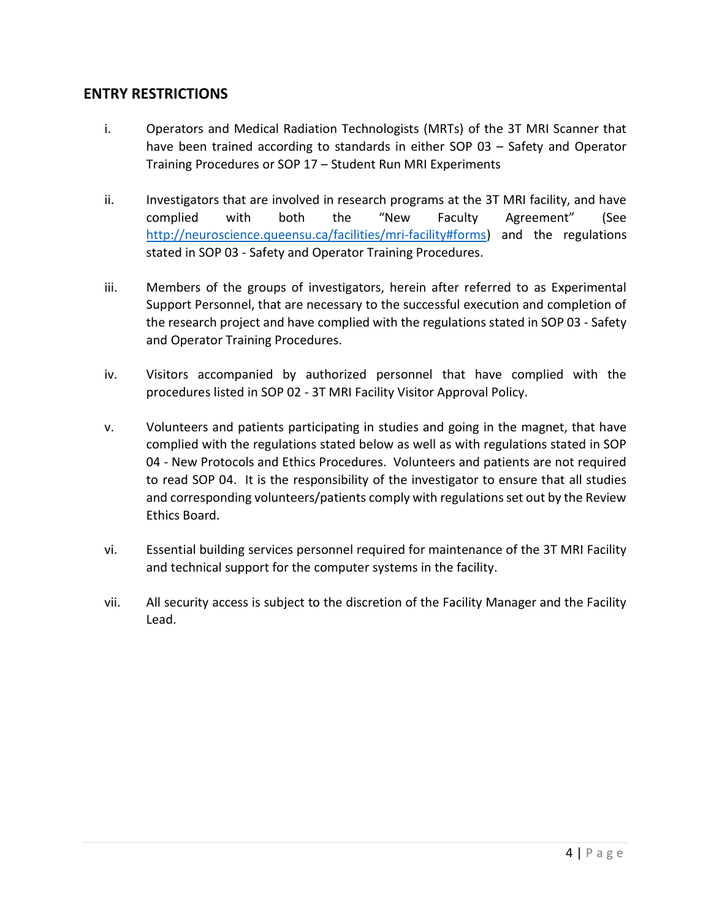## ENTRY RESTRICTIONS

i. Operators and Medical Radiation Technologists (MRTs) of the 3T MRI Scanner that have been trained according to standards in either SOP 03 – Safety and Operator Training Procedures or SOP 17 – Student Run MRI Experiments

ii. Investigators that are involved in research programs at the 3T MRI facility, and have complied with both the "New Faculty Agreement" (See http://neuroscience.queensu.ca/facilities/mri-facility#forms) and the regulations stated in SOP 03 - Safety and Operator Training Procedures.

iii. Members of the groups of investigators, herein after referred to as Experimental Support Personnel, that are necessary to the successful execution and completion of the research project and have complied with the regulations stated in SOP 03 - Safety and Operator Training Procedures.

iv. Visitors accompanied by authorized personnel that have complied with the procedures listed in SOP 02 - 3T MRI Facility Visitor Approval Policy.

v. Volunteers and patients participating in studies and going in the magnet, that have complied with the regulations stated below as well as with regulations stated in SOP 04 - New Protocols and Ethics Procedures. Volunteers and patients are not required to read SOP 04. It is the responsibility of the investigator to ensure that all studies and corresponding volunteers/patients comply with regulations set out by the Review Ethics Board.

vi. Essential building services personnel required for maintenance of the 3T MRI Facility and technical support for the computer systems in the facility.

vii. All security access is subject to the discretion of the Facility Manager and the Facility Lead.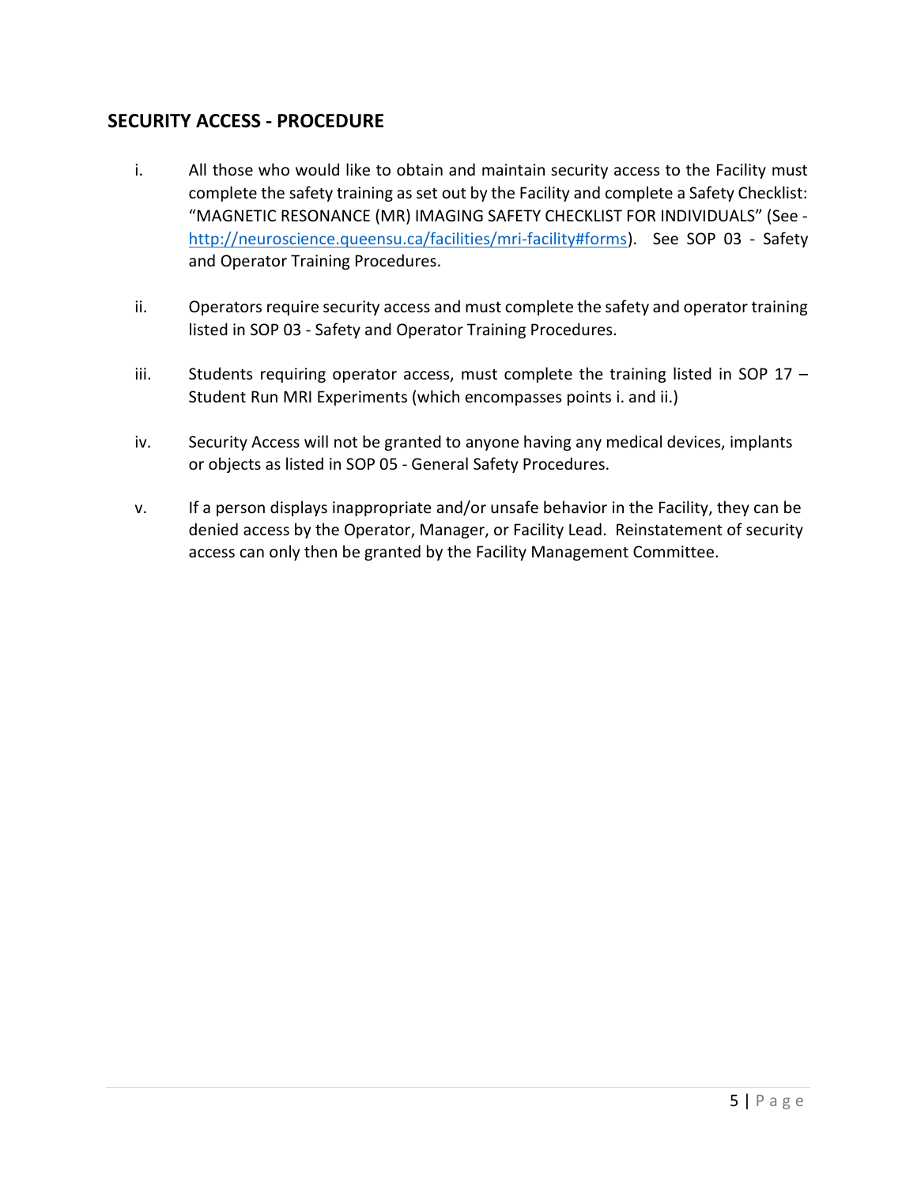## SECURITY ACCESS - PROCEDURE

i. All those who would like to obtain and maintain security access to the Facility must complete the safety training as set out by the Facility and complete a Safety Checklist: "MAGNETIC RESONANCE (MR) IMAGING SAFETY CHECKLIST FOR INDIVIDUALS" (See - [http://neuroscience.queensu.ca/facilities/mri-facility#forms](http://neuroscience.queensu.ca/facilities/mri-facility#forms)). See SOP 03 - Safety and Operator Training Procedures.

ii. Operators require security access and must complete the safety and operator training listed in SOP 03 - Safety and Operator Training Procedures.

iii. Students requiring operator access, must complete the training listed in SOP 17 – Student Run MRI Experiments (which encompasses points i. and ii.)

iv. Security Access will not be granted to anyone having any medical devices, implants or objects as listed in SOP 05 - General Safety Procedures.

v. If a person displays inappropriate and/or unsafe behavior in the Facility, they can be denied access by the Operator, Manager, or Facility Lead. Reinstatement of security access can only then be granted by the Facility Management Committee.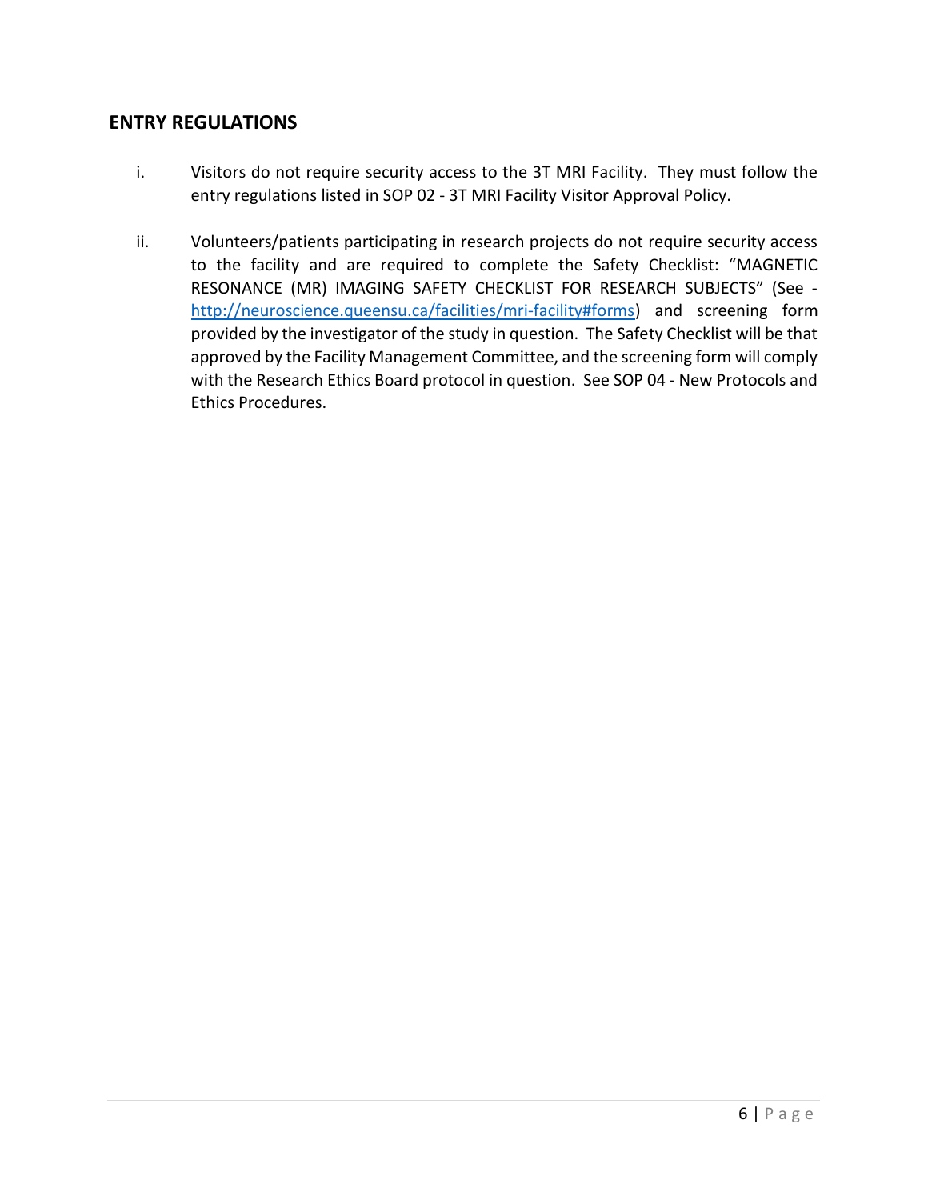## ENTRY REGULATIONS

i. Visitors do not require security access to the 3T MRI Facility. They must follow the entry regulations listed in SOP 02 - 3T MRI Facility Visitor Approval Policy.

ii. Volunteers/patients participating in research projects do not require security access to the facility and are required to complete the Safety Checklist: "MAGNETIC RESONANCE (MR) IMAGING SAFETY CHECKLIST FOR RESEARCH SUBJECTS" (See - [http://neuroscience.queensu.ca/facilities/mri-facility#forms](http://neuroscience.queensu.ca/facilities/mri-facility#forms)) and screening form provided by the investigator of the study in question. The Safety Checklist will be that approved by the Facility Management Committee, and the screening form will comply with the Research Ethics Board protocol in question. See SOP 04 - New Protocols and Ethics Procedures.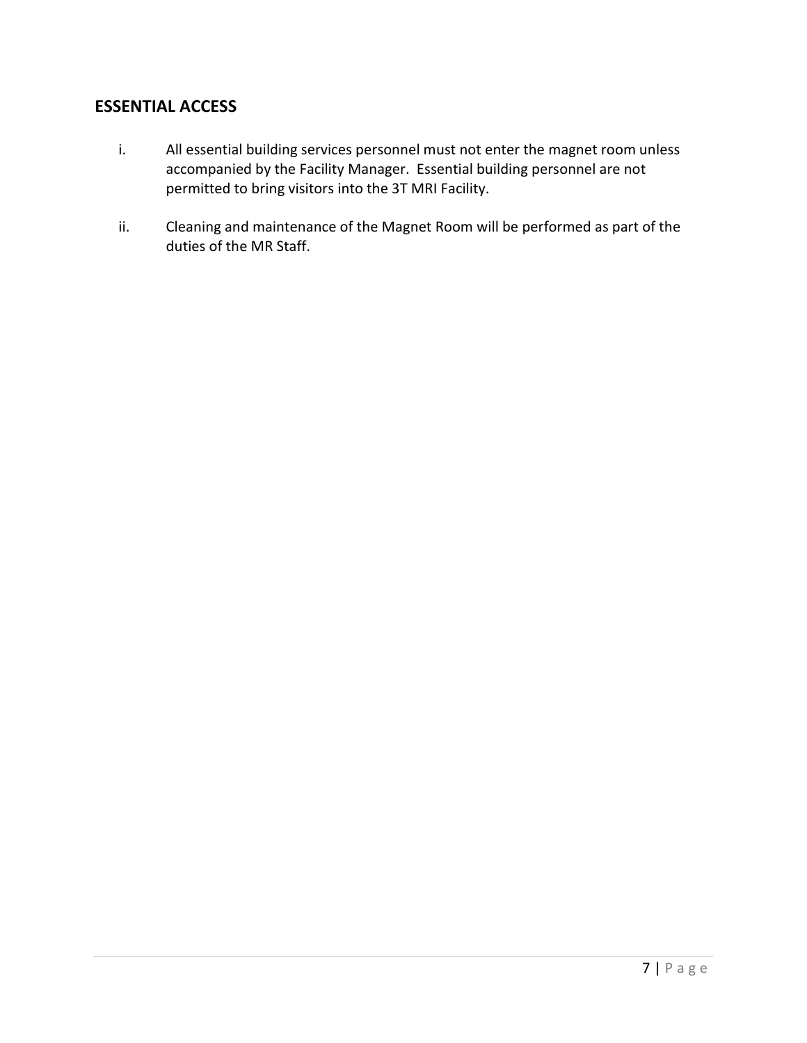## ESSENTIAL ACCESS

i. All essential building services personnel must not enter the magnet room unless accompanied by the Facility Manager. Essential building personnel are not permitted to bring visitors into the 3T MRI Facility.

ii. Cleaning and maintenance of the Magnet Room will be performed as part of the duties of the MR Staff.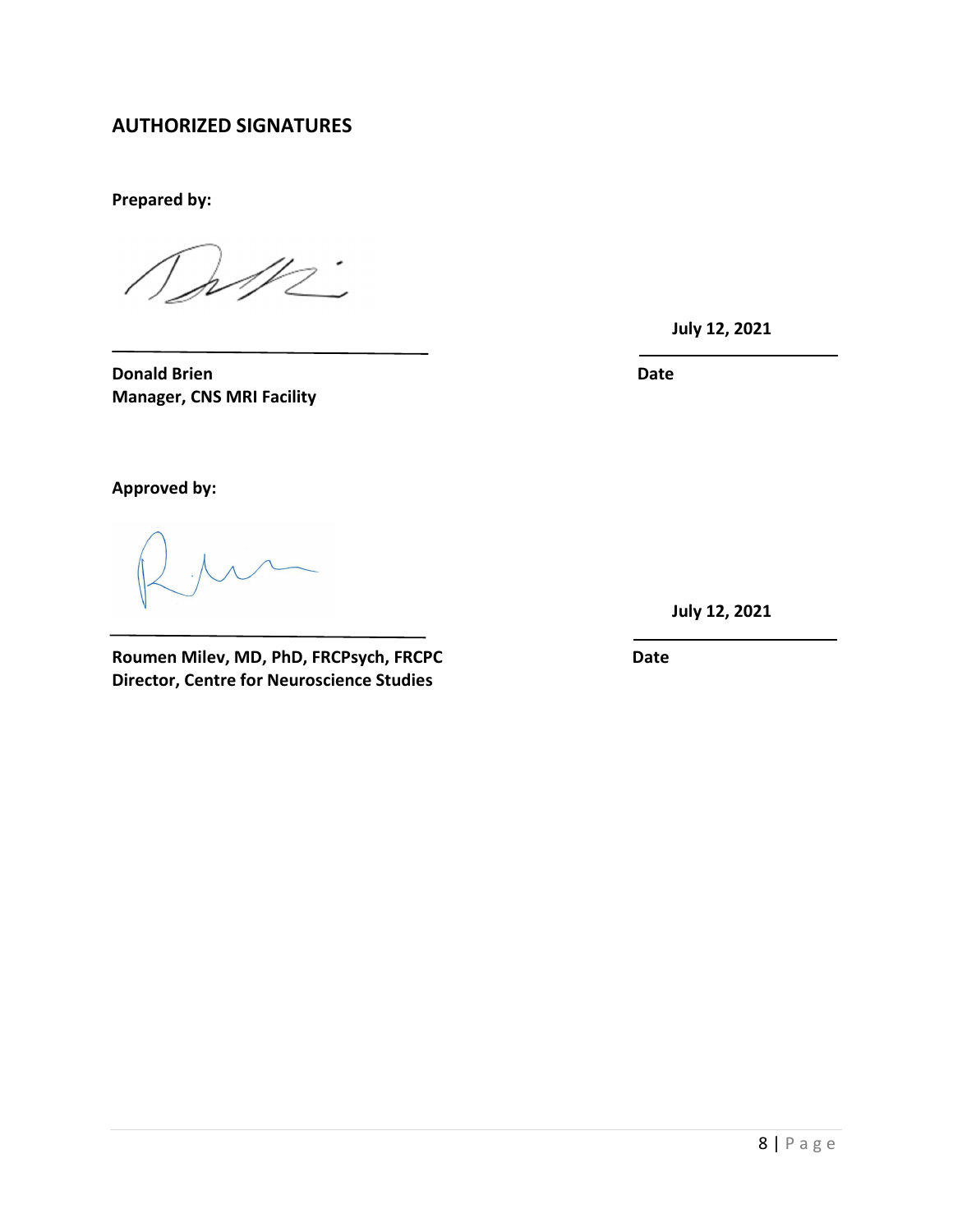## AUTHORIZED SIGNATURES

**Prepared by:**

**July 12, 2021**

**Donald Brien**
**Manager, CNS MRI Facility**

**Date**

**Approved by:**

**July 12, 2021**

**Roumen Milev, MD, PhD, FRCPsych, FRCPC**
**Director, Centre for Neuroscience Studies**

**Date**